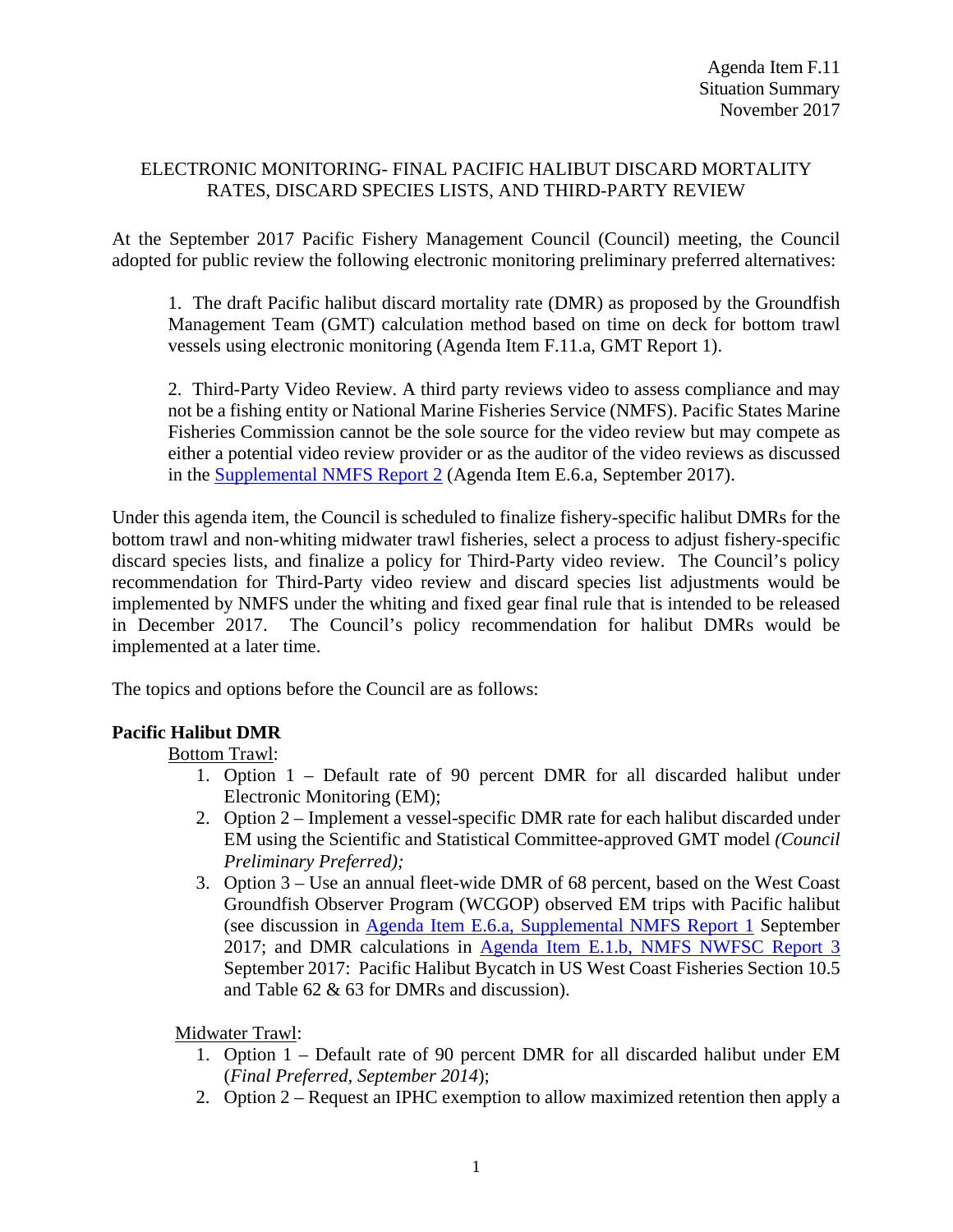Agenda Item F.11
Situation Summary
November 2017

# ELECTRONIC MONITORING- FINAL PACIFIC HALIBUT DISCARD MORTALITY RATES, DISCARD SPECIES LISTS, AND THIRD-PARTY REVIEW

At the September 2017 Pacific Fishery Management Council (Council) meeting, the Council adopted for public review the following electronic monitoring preliminary preferred alternatives:

> 1. The draft Pacific halibut discard mortality rate (DMR) as proposed by the Groundfish Management Team (GMT) calculation method based on time on deck for bottom trawl vessels using electronic monitoring (Agenda Item F.11.a, GMT Report 1).
>
> 2. Third-Party Video Review. A third party reviews video to assess compliance and may not be a fishing entity or National Marine Fisheries Service (NMFS). Pacific States Marine Fisheries Commission cannot be the sole source for the video review but may compete as either a potential video review provider or as the auditor of the video reviews as discussed in the Supplemental NMFS Report 2 (Agenda Item E.6.a, September 2017).

Under this agenda item, the Council is scheduled to finalize fishery-specific halibut DMRs for the bottom trawl and non-whiting midwater trawl fisheries, select a process to adjust fishery-specific discard species lists, and finalize a policy for Third-Party video review. The Council's policy recommendation for Third-Party video review and discard species list adjustments would be implemented by NMFS under the whiting and fixed gear final rule that is intended to be released in December 2017. The Council's policy recommendation for halibut DMRs would be implemented at a later time.

The topics and options before the Council are as follows:

**Pacific Halibut DMR**

Bottom Trawl:

1. Option 1 – Default rate of 90 percent DMR for all discarded halibut under Electronic Monitoring (EM);
2. Option 2 – Implement a vessel-specific DMR rate for each halibut discarded under EM using the Scientific and Statistical Committee-approved GMT model *(Council Preliminary Preferred);*
3. Option 3 – Use an annual fleet-wide DMR of 68 percent, based on the West Coast Groundfish Observer Program (WCGOP) observed EM trips with Pacific halibut (see discussion in Agenda Item E.6.a, Supplemental NMFS Report 1 September 2017; and DMR calculations in Agenda Item E.1.b, NMFS NWFSC Report 3 September 2017: Pacific Halibut Bycatch in US West Coast Fisheries Section 10.5 and Table 62 & 63 for DMRs and discussion).

Midwater Trawl:

1. Option 1 – Default rate of 90 percent DMR for all discarded halibut under EM (*Final Preferred, September 2014*);
2. Option 2 – Request an IPHC exemption to allow maximized retention then apply a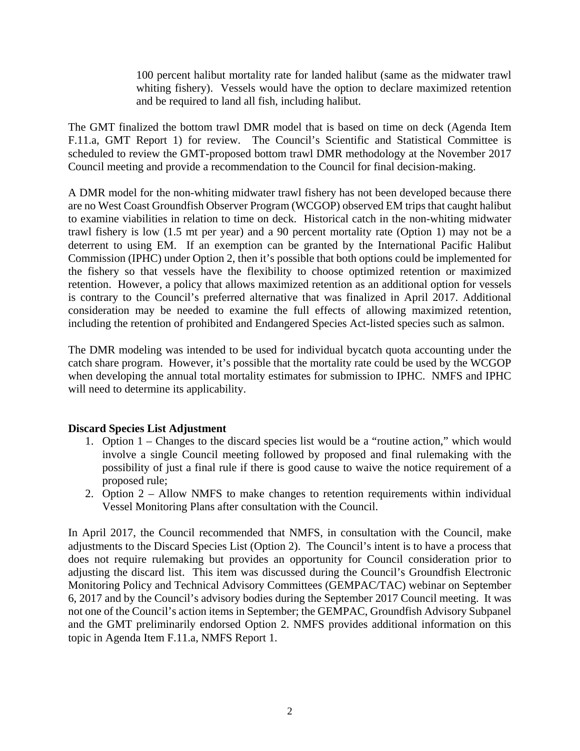100 percent halibut mortality rate for landed halibut (same as the midwater trawl whiting fishery). Vessels would have the option to declare maximized retention and be required to land all fish, including halibut.

The GMT finalized the bottom trawl DMR model that is based on time on deck (Agenda Item F.11.a, GMT Report 1) for review. The Council's Scientific and Statistical Committee is scheduled to review the GMT-proposed bottom trawl DMR methodology at the November 2017 Council meeting and provide a recommendation to the Council for final decision-making.

A DMR model for the non-whiting midwater trawl fishery has not been developed because there are no West Coast Groundfish Observer Program (WCGOP) observed EM trips that caught halibut to examine viabilities in relation to time on deck. Historical catch in the non-whiting midwater trawl fishery is low (1.5 mt per year) and a 90 percent mortality rate (Option 1) may not be a deterrent to using EM. If an exemption can be granted by the International Pacific Halibut Commission (IPHC) under Option 2, then it's possible that both options could be implemented for the fishery so that vessels have the flexibility to choose optimized retention or maximized retention. However, a policy that allows maximized retention as an additional option for vessels is contrary to the Council's preferred alternative that was finalized in April 2017. Additional consideration may be needed to examine the full effects of allowing maximized retention, including the retention of prohibited and Endangered Species Act-listed species such as salmon.

The DMR modeling was intended to be used for individual bycatch quota accounting under the catch share program. However, it's possible that the mortality rate could be used by the WCGOP when developing the annual total mortality estimates for submission to IPHC. NMFS and IPHC will need to determine its applicability.

**Discard Species List Adjustment**

1. Option 1 – Changes to the discard species list would be a "routine action," which would involve a single Council meeting followed by proposed and final rulemaking with the possibility of just a final rule if there is good cause to waive the notice requirement of a proposed rule;
2. Option 2 – Allow NMFS to make changes to retention requirements within individual Vessel Monitoring Plans after consultation with the Council.

In April 2017, the Council recommended that NMFS, in consultation with the Council, make adjustments to the Discard Species List (Option 2). The Council's intent is to have a process that does not require rulemaking but provides an opportunity for Council consideration prior to adjusting the discard list. This item was discussed during the Council's Groundfish Electronic Monitoring Policy and Technical Advisory Committees (GEMPAC/TAC) webinar on September 6, 2017 and by the Council's advisory bodies during the September 2017 Council meeting. It was not one of the Council's action items in September; the GEMPAC, Groundfish Advisory Subpanel and the GMT preliminarily endorsed Option 2. NMFS provides additional information on this topic in Agenda Item F.11.a, NMFS Report 1.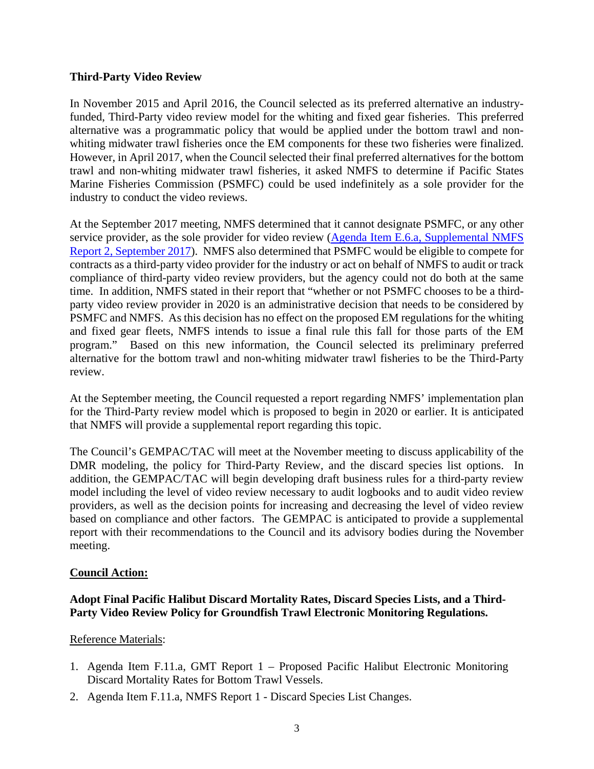**Third-Party Video Review**

In November 2015 and April 2016, the Council selected as its preferred alternative an industry-funded, Third-Party video review model for the whiting and fixed gear fisheries. This preferred alternative was a programmatic policy that would be applied under the bottom trawl and non-whiting midwater trawl fisheries once the EM components for these two fisheries were finalized. However, in April 2017, when the Council selected their final preferred alternatives for the bottom trawl and non-whiting midwater trawl fisheries, it asked NMFS to determine if Pacific States Marine Fisheries Commission (PSMFC) could be used indefinitely as a sole provider for the industry to conduct the video reviews.

At the September 2017 meeting, NMFS determined that it cannot designate PSMFC, or any other service provider, as the sole provider for video review (Agenda Item E.6.a, Supplemental NMFS Report 2, September 2017). NMFS also determined that PSMFC would be eligible to compete for contracts as a third-party video provider for the industry or act on behalf of NMFS to audit or track compliance of third-party video review providers, but the agency could not do both at the same time. In addition, NMFS stated in their report that "whether or not PSMFC chooses to be a third-party video review provider in 2020 is an administrative decision that needs to be considered by PSMFC and NMFS. As this decision has no effect on the proposed EM regulations for the whiting and fixed gear fleets, NMFS intends to issue a final rule this fall for those parts of the EM program." Based on this new information, the Council selected its preliminary preferred alternative for the bottom trawl and non-whiting midwater trawl fisheries to be the Third-Party review.

At the September meeting, the Council requested a report regarding NMFS' implementation plan for the Third-Party review model which is proposed to begin in 2020 or earlier. It is anticipated that NMFS will provide a supplemental report regarding this topic.

The Council's GEMPAC/TAC will meet at the November meeting to discuss applicability of the DMR modeling, the policy for Third-Party Review, and the discard species list options. In addition, the GEMPAC/TAC will begin developing draft business rules for a third-party review model including the level of video review necessary to audit logbooks and to audit video review providers, as well as the decision points for increasing and decreasing the level of video review based on compliance and other factors. The GEMPAC is anticipated to provide a supplemental report with their recommendations to the Council and its advisory bodies during the November meeting.

**Council Action:**

**Adopt Final Pacific Halibut Discard Mortality Rates, Discard Species Lists, and a Third-Party Video Review Policy for Groundfish Trawl Electronic Monitoring Regulations.**

Reference Materials:

1. Agenda Item F.11.a, GMT Report 1 – Proposed Pacific Halibut Electronic Monitoring Discard Mortality Rates for Bottom Trawl Vessels.
2. Agenda Item F.11.a, NMFS Report 1 - Discard Species List Changes.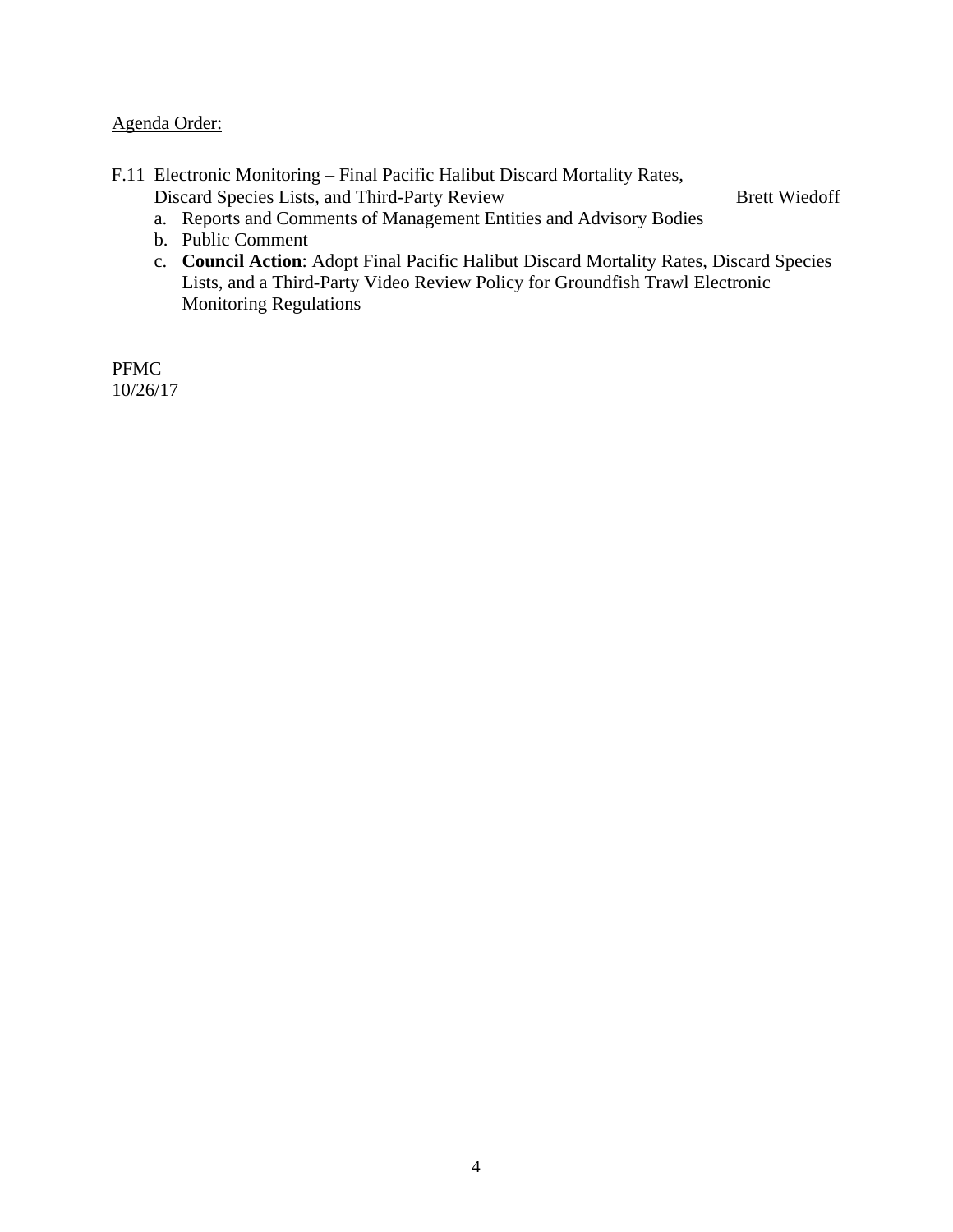Agenda Order:

F.11 Electronic Monitoring – Final Pacific Halibut Discard Mortality Rates, Discard Species Lists, and Third-Party Review — Brett Wiedoff

a. Reports and Comments of Management Entities and Advisory Bodies
b. Public Comment
c. **Council Action**: Adopt Final Pacific Halibut Discard Mortality Rates, Discard Species Lists, and a Third-Party Video Review Policy for Groundfish Trawl Electronic Monitoring Regulations

PFMC
10/26/17